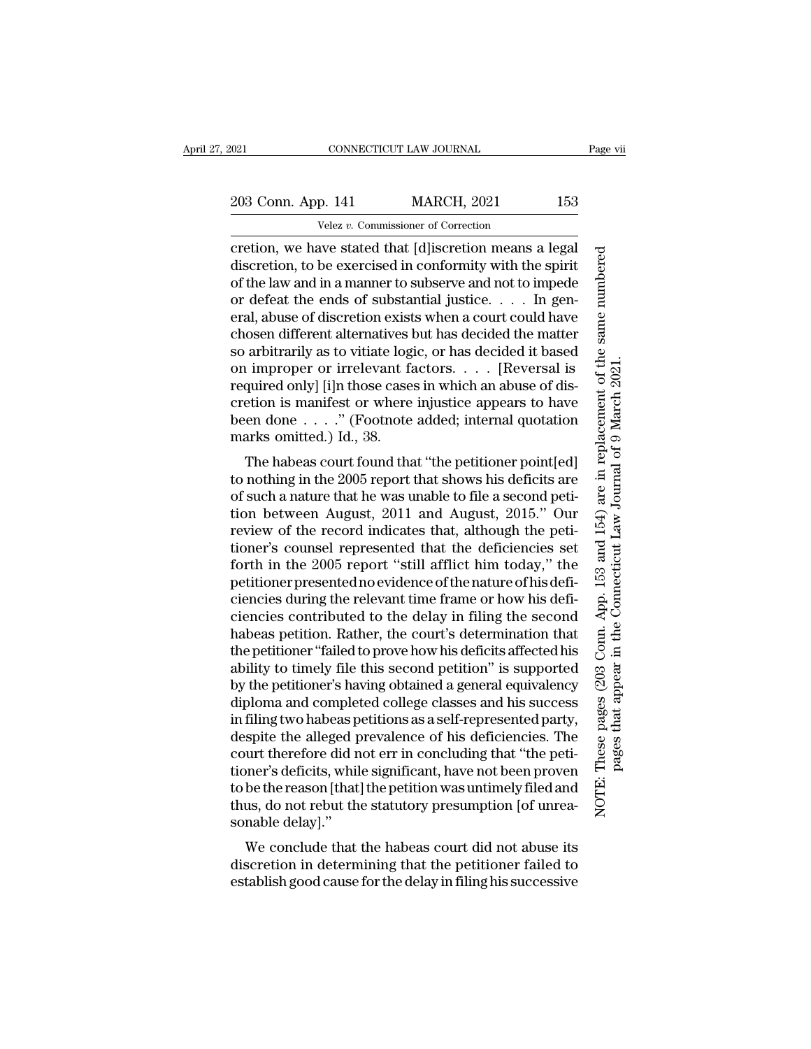cretion, we have stated that [d]iscretion means a legal discretion, to be exercised in conformity with the spirit of the law and in a manner to subserve and not to impede or defeat the ends of substantial justice. . . . In general, abuse of discretion exists when a court could have chosen different alternatives but has decided the matter so arbitrarily as to vitiate logic, or has decided it based on improper or irrelevant factors. . . . [Reversal is required only] [i]n those cases in which an abuse of discretion is manifest or where injustice appears to have been done . . . ." (Footnote added; internal quotation marks omitted.) Id., 38.

The habeas court found that "the petitioner point[ed] to nothing in the 2005 report that shows his deficits are of such a nature that he was unable to file a second petition between August, 2011 and August, 2015." Our review of the record indicates that, although the petitioner's counsel represented that the deficiencies set forth in the 2005 report "still afflict him today," the petitioner presented no evidence of the nature of his deficiencies during the relevant time frame or how his deficiencies contributed to the delay in filing the second habeas petition. Rather, the court's determination that the petitioner "failed to prove how his deficits affected his ability to timely file this second petition" is supported by the petitioner's having obtained a general equivalency diploma and completed college classes and his success in filing two habeas petitions as a self-represented party, despite the alleged prevalence of his deficiencies. The court therefore did not err in concluding that "the petitioner's deficits, while significant, have not been proven to be the reason [that] the petition was untimely filed and thus, do not rebut the statutory presumption [of unreasonable delay]."

We conclude that the habeas court did not abuse its discretion in determining that the petitioner failed to establish good cause for the delay in filing his successive

NOTE: These pages (203 Conn. App. 153 and 154) are in replacement of the same numbered pages that appear in the Connecticut Law Journal of 9 March 2021.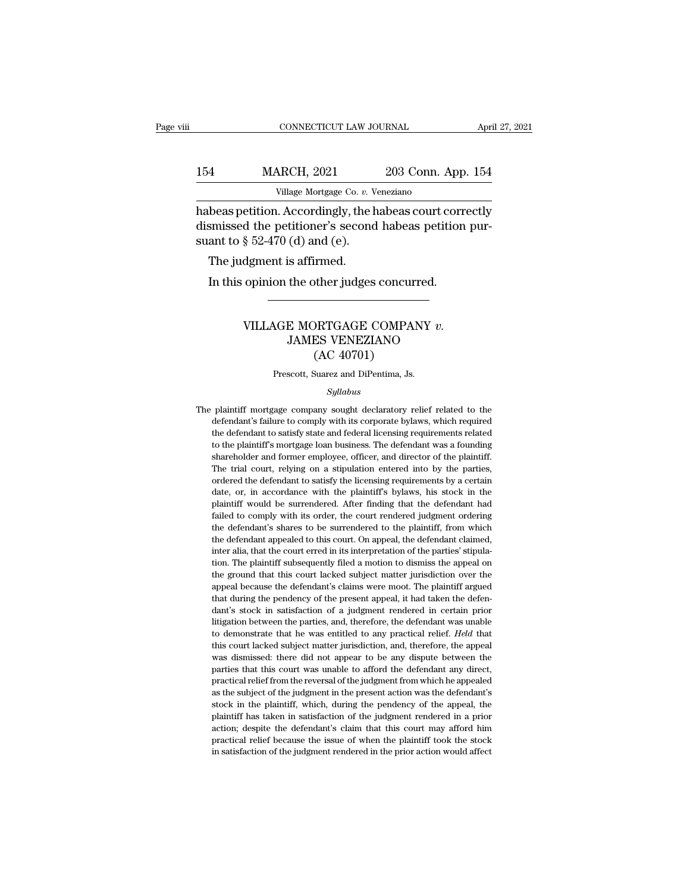habeas petition. Accordingly, the habeas court correctly dismissed the petitioner's second habeas petition pursuant to § 52-470 (d) and (e).

The judgment is affirmed.

In this opinion the other judges concurred.

---

# VILLAGE MORTGAGE COMPANY *v.* JAMES VENEZIANO
## (AC 40701)

Prescott, Suarez and DiPentima, Js.

*Syllabus*

The plaintiff mortgage company sought declaratory relief related to the defendant's failure to comply with its corporate bylaws, which required the defendant to satisfy state and federal licensing requirements related to the plaintiff's mortgage loan business. The defendant was a founding shareholder and former employee, officer, and director of the plaintiff. The trial court, relying on a stipulation entered into by the parties, ordered the defendant to satisfy the licensing requirements by a certain date, or, in accordance with the plaintiff's bylaws, his stock in the plaintiff would be surrendered. After finding that the defendant had failed to comply with its order, the court rendered judgment ordering the defendant's shares to be surrendered to the plaintiff, from which the defendant appealed to this court. On appeal, the defendant claimed, inter alia, that the court erred in its interpretation of the parties' stipulation. The plaintiff subsequently filed a motion to dismiss the appeal on the ground that this court lacked subject matter jurisdiction over the appeal because the defendant's claims were moot. The plaintiff argued that during the pendency of the present appeal, it had taken the defendant's stock in satisfaction of a judgment rendered in certain prior litigation between the parties, and, therefore, the defendant was unable to demonstrate that he was entitled to any practical relief. *Held* that this court lacked subject matter jurisdiction, and, therefore, the appeal was dismissed: there did not appear to be any dispute between the parties that this court was unable to afford the defendant any direct, practical relief from the reversal of the judgment from which he appealed as the subject of the judgment in the present action was the defendant's stock in the plaintiff, which, during the pendency of the appeal, the plaintiff has taken in satisfaction of the judgment rendered in a prior action; despite the defendant's claim that this court may afford him practical relief because the issue of when the plaintiff took the stock in satisfaction of the judgment rendered in the prior action would affect